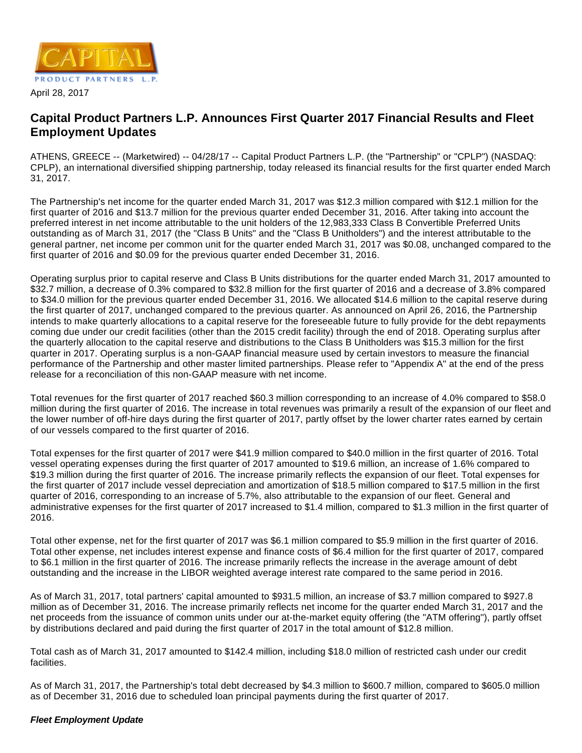April 28, 2017

# Capital Product Partners L.P. Announces First Quarter 2017 Financial Results and Fleet Employment Updates

ATHENS, GREECE -- (Marketwired) -- 04/28/17 -- Capital Product Partners L.P. (the "Partnership" or "CPLP") (NASDAQ: CPLP), an international diversified shipping partnership, today released its financial results for the first quarter ended March 31, 2017.

The Partnership's net income for the quarter ended March 31, 2017 was $12.3 million compared with $12.1 million for the first quarter of 2016 and $13.7 million for the previous quarter ended December 31, 2016. After taking into account the preferred interest in net income attributable to the unit holders of the 12,983,333 Class B Convertible Preferred Units outstanding as of March 31, 2017 (the "Class B Units" and the "Class B Unitholders") and the interest attributable to the general partner, net income per common unit for the quarter ended March 31, 2017 was $0.08, unchanged compared to the first quarter of 2016 and $0.09 for the previous quarter ended December 31, 2016.

Operating surplus prior to capital reserve and Class B Units distributions for the quarter ended March 31, 2017 amounted to $32.7 million, a decrease of 0.3% compared to $32.8 million for the first quarter of 2016 and a decrease of 3.8% compared to $34.0 million for the previous quarter ended December 31, 2016. We allocated $14.6 million to the capital reserve during the first quarter of 2017, unchanged compared to the previous quarter. As announced on April 26, 2016, the Partnership intends to make quarterly allocations to a capital reserve for the foreseeable future to fully provide for the debt repayments coming due under our credit facilities (other than the 2015 credit facility) through the end of 2018. Operating surplus after the quarterly allocation to the capital reserve and distributions to the Class B Unitholders was $15.3 million for the first quarter in 2017. Operating surplus is a non-GAAP financial measure used by certain investors to measure the financial performance of the Partnership and other master limited partnerships. Please refer to "Appendix A" at the end of the press release for a reconciliation of this non-GAAP measure with net income.

Total revenues for the first quarter of 2017 reached $60.3 million corresponding to an increase of 4.0% compared to $58.0 million during the first quarter of 2016. The increase in total revenues was primarily a result of the expansion of our fleet and the lower number of off-hire days during the first quarter of 2017, partly offset by the lower charter rates earned by certain of our vessels compared to the first quarter of 2016.

Total expenses for the first quarter of 2017 were $41.9 million compared to $40.0 million in the first quarter of 2016. Total vessel operating expenses during the first quarter of 2017 amounted to $19.6 million, an increase of 1.6% compared to $19.3 million during the first quarter of 2016. The increase primarily reflects the expansion of our fleet. Total expenses for the first quarter of 2017 include vessel depreciation and amortization of $18.5 million compared to $17.5 million in the first quarter of 2016, corresponding to an increase of 5.7%, also attributable to the expansion of our fleet. General and administrative expenses for the first quarter of 2017 increased to $1.4 million, compared to $1.3 million in the first quarter of 2016.

Total other expense, net for the first quarter of 2017 was $6.1 million compared to $5.9 million in the first quarter of 2016. Total other expense, net includes interest expense and finance costs of $6.4 million for the first quarter of 2017, compared to $6.1 million in the first quarter of 2016. The increase primarily reflects the increase in the average amount of debt outstanding and the increase in the LIBOR weighted average interest rate compared to the same period in 2016.

As of March 31, 2017, total partners' capital amounted to $931.5 million, an increase of $3.7 million compared to $927.8 million as of December 31, 2016. The increase primarily reflects net income for the quarter ended March 31, 2017 and the net proceeds from the issuance of common units under our at-the-market equity offering (the "ATM offering"), partly offset by distributions declared and paid during the first quarter of 2017 in the total amount of $12.8 million.

Total cash as of March 31, 2017 amounted to $142.4 million, including $18.0 million of restricted cash under our credit facilities.

As of March 31, 2017, the Partnership's total debt decreased by $4.3 million to $600.7 million, compared to $605.0 million as of December 31, 2016 due to scheduled loan principal payments during the first quarter of 2017.

***Fleet Employment Update***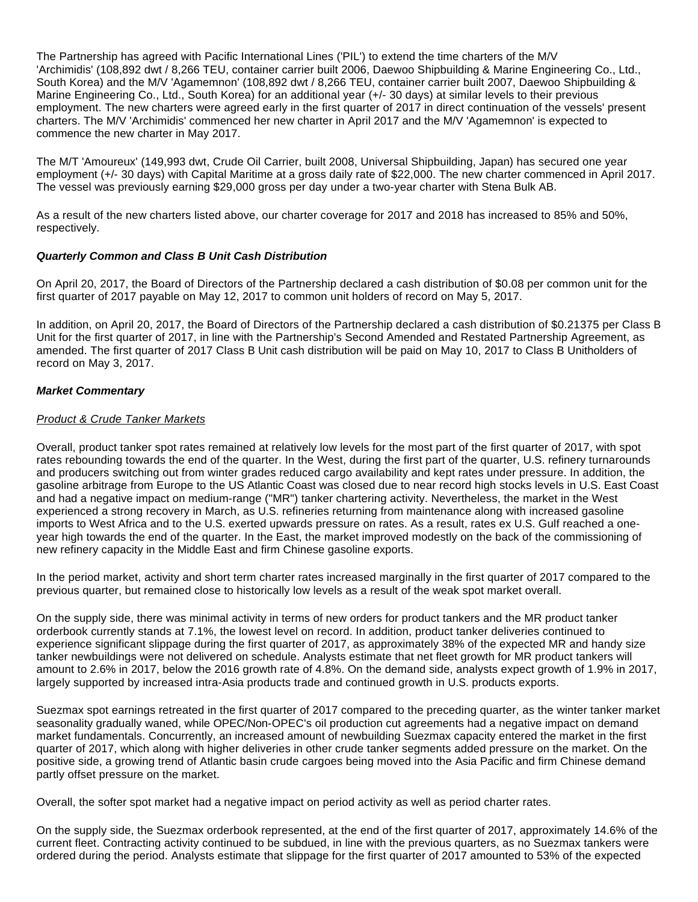The Partnership has agreed with Pacific International Lines ('PIL') to extend the time charters of the M/V 'Archimidis' (108,892 dwt / 8,266 TEU, container carrier built 2006, Daewoo Shipbuilding & Marine Engineering Co., Ltd., South Korea) and the M/V 'Agamemnon' (108,892 dwt / 8,266 TEU, container carrier built 2007, Daewoo Shipbuilding & Marine Engineering Co., Ltd., South Korea) for an additional year (+/- 30 days) at similar levels to their previous employment. The new charters were agreed early in the first quarter of 2017 in direct continuation of the vessels' present charters. The M/V 'Archimidis' commenced her new charter in April 2017 and the M/V 'Agamemnon' is expected to commence the new charter in May 2017.

The M/T 'Amoureux' (149,993 dwt, Crude Oil Carrier, built 2008, Universal Shipbuilding, Japan) has secured one year employment (+/- 30 days) with Capital Maritime at a gross daily rate of $22,000. The new charter commenced in April 2017. The vessel was previously earning $29,000 gross per day under a two-year charter with Stena Bulk AB.

As a result of the new charters listed above, our charter coverage for 2017 and 2018 has increased to 85% and 50%, respectively.

***Quarterly Common and Class B Unit Cash Distribution***

On April 20, 2017, the Board of Directors of the Partnership declared a cash distribution of $0.08 per common unit for the first quarter of 2017 payable on May 12, 2017 to common unit holders of record on May 5, 2017.

In addition, on April 20, 2017, the Board of Directors of the Partnership declared a cash distribution of $0.21375 per Class B Unit for the first quarter of 2017, in line with the Partnership's Second Amended and Restated Partnership Agreement, as amended. The first quarter of 2017 Class B Unit cash distribution will be paid on May 10, 2017 to Class B Unitholders of record on May 3, 2017.

***Market Commentary***

_Product & Crude Tanker Markets_

Overall, product tanker spot rates remained at relatively low levels for the most part of the first quarter of 2017, with spot rates rebounding towards the end of the quarter. In the West, during the first part of the quarter, U.S. refinery turnarounds and producers switching out from winter grades reduced cargo availability and kept rates under pressure. In addition, the gasoline arbitrage from Europe to the US Atlantic Coast was closed due to near record high stocks levels in U.S. East Coast and had a negative impact on medium-range ("MR") tanker chartering activity. Nevertheless, the market in the West experienced a strong recovery in March, as U.S. refineries returning from maintenance along with increased gasoline imports to West Africa and to the U.S. exerted upwards pressure on rates. As a result, rates ex U.S. Gulf reached a one-year high towards the end of the quarter. In the East, the market improved modestly on the back of the commissioning of new refinery capacity in the Middle East and firm Chinese gasoline exports.

In the period market, activity and short term charter rates increased marginally in the first quarter of 2017 compared to the previous quarter, but remained close to historically low levels as a result of the weak spot market overall.

On the supply side, there was minimal activity in terms of new orders for product tankers and the MR product tanker orderbook currently stands at 7.1%, the lowest level on record. In addition, product tanker deliveries continued to experience significant slippage during the first quarter of 2017, as approximately 38% of the expected MR and handy size tanker newbuildings were not delivered on schedule. Analysts estimate that net fleet growth for MR product tankers will amount to 2.6% in 2017, below the 2016 growth rate of 4.8%. On the demand side, analysts expect growth of 1.9% in 2017, largely supported by increased intra-Asia products trade and continued growth in U.S. products exports.

Suezmax spot earnings retreated in the first quarter of 2017 compared to the preceding quarter, as the winter tanker market seasonality gradually waned, while OPEC/Non-OPEC's oil production cut agreements had a negative impact on demand market fundamentals. Concurrently, an increased amount of newbuilding Suezmax capacity entered the market in the first quarter of 2017, which along with higher deliveries in other crude tanker segments added pressure on the market. On the positive side, a growing trend of Atlantic basin crude cargoes being moved into the Asia Pacific and firm Chinese demand partly offset pressure on the market.

Overall, the softer spot market had a negative impact on period activity as well as period charter rates.

On the supply side, the Suezmax orderbook represented, at the end of the first quarter of 2017, approximately 14.6% of the current fleet. Contracting activity continued to be subdued, in line with the previous quarters, as no Suezmax tankers were ordered during the period. Analysts estimate that slippage for the first quarter of 2017 amounted to 53% of the expected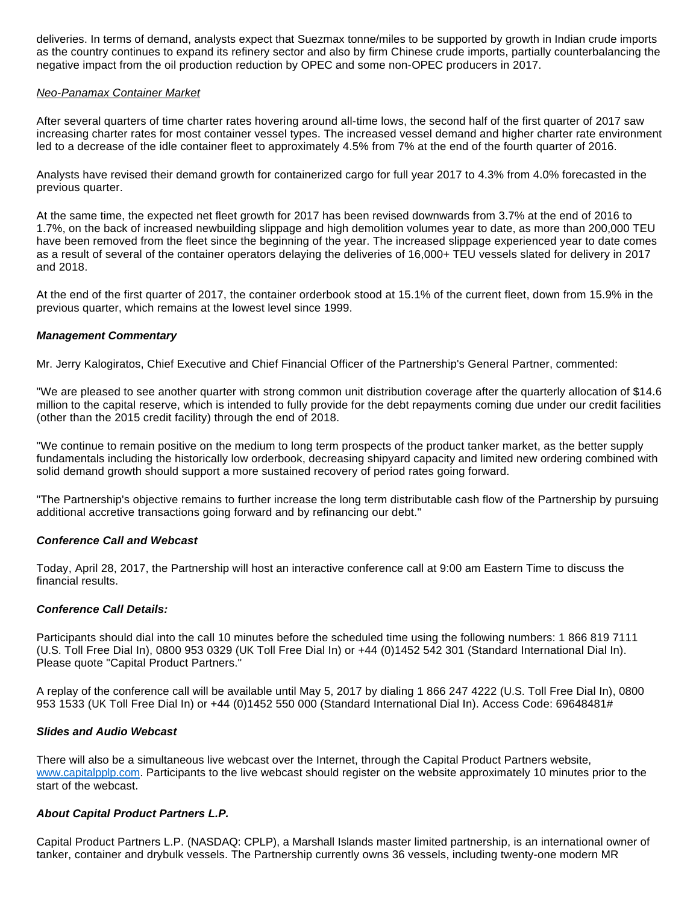deliveries. In terms of demand, analysts expect that Suezmax tonne/miles to be supported by growth in Indian crude imports as the country continues to expand its refinery sector and also by firm Chinese crude imports, partially counterbalancing the negative impact from the oil production reduction by OPEC and some non-OPEC producers in 2017.

*Neo-Panamax Container Market*

After several quarters of time charter rates hovering around all-time lows, the second half of the first quarter of 2017 saw increasing charter rates for most container vessel types. The increased vessel demand and higher charter rate environment led to a decrease of the idle container fleet to approximately 4.5% from 7% at the end of the fourth quarter of 2016.

Analysts have revised their demand growth for containerized cargo for full year 2017 to 4.3% from 4.0% forecasted in the previous quarter.

At the same time, the expected net fleet growth for 2017 has been revised downwards from 3.7% at the end of 2016 to 1.7%, on the back of increased newbuilding slippage and high demolition volumes year to date, as more than 200,000 TEU have been removed from the fleet since the beginning of the year. The increased slippage experienced year to date comes as a result of several of the container operators delaying the deliveries of 16,000+ TEU vessels slated for delivery in 2017 and 2018.

At the end of the first quarter of 2017, the container orderbook stood at 15.1% of the current fleet, down from 15.9% in the previous quarter, which remains at the lowest level since 1999.

***Management Commentary***

Mr. Jerry Kalogiratos, Chief Executive and Chief Financial Officer of the Partnership's General Partner, commented:

"We are pleased to see another quarter with strong common unit distribution coverage after the quarterly allocation of $14.6 million to the capital reserve, which is intended to fully provide for the debt repayments coming due under our credit facilities (other than the 2015 credit facility) through the end of 2018.

"We continue to remain positive on the medium to long term prospects of the product tanker market, as the better supply fundamentals including the historically low orderbook, decreasing shipyard capacity and limited new ordering combined with solid demand growth should support a more sustained recovery of period rates going forward.

"The Partnership's objective remains to further increase the long term distributable cash flow of the Partnership by pursuing additional accretive transactions going forward and by refinancing our debt."

***Conference Call and Webcast***

Today, April 28, 2017, the Partnership will host an interactive conference call at 9:00 am Eastern Time to discuss the financial results.

***Conference Call Details:***

Participants should dial into the call 10 minutes before the scheduled time using the following numbers: 1 866 819 7111 (U.S. Toll Free Dial In), 0800 953 0329 (UK Toll Free Dial In) or +44 (0)1452 542 301 (Standard International Dial In). Please quote "Capital Product Partners."

A replay of the conference call will be available until May 5, 2017 by dialing 1 866 247 4222 (U.S. Toll Free Dial In), 0800 953 1533 (UK Toll Free Dial In) or +44 (0)1452 550 000 (Standard International Dial In). Access Code: 69648481#

***Slides and Audio Webcast***

There will also be a simultaneous live webcast over the Internet, through the Capital Product Partners website, www.capitalpplp.com. Participants to the live webcast should register on the website approximately 10 minutes prior to the start of the webcast.

***About Capital Product Partners L.P.***

Capital Product Partners L.P. (NASDAQ: CPLP), a Marshall Islands master limited partnership, is an international owner of tanker, container and drybulk vessels. The Partnership currently owns 36 vessels, including twenty-one modern MR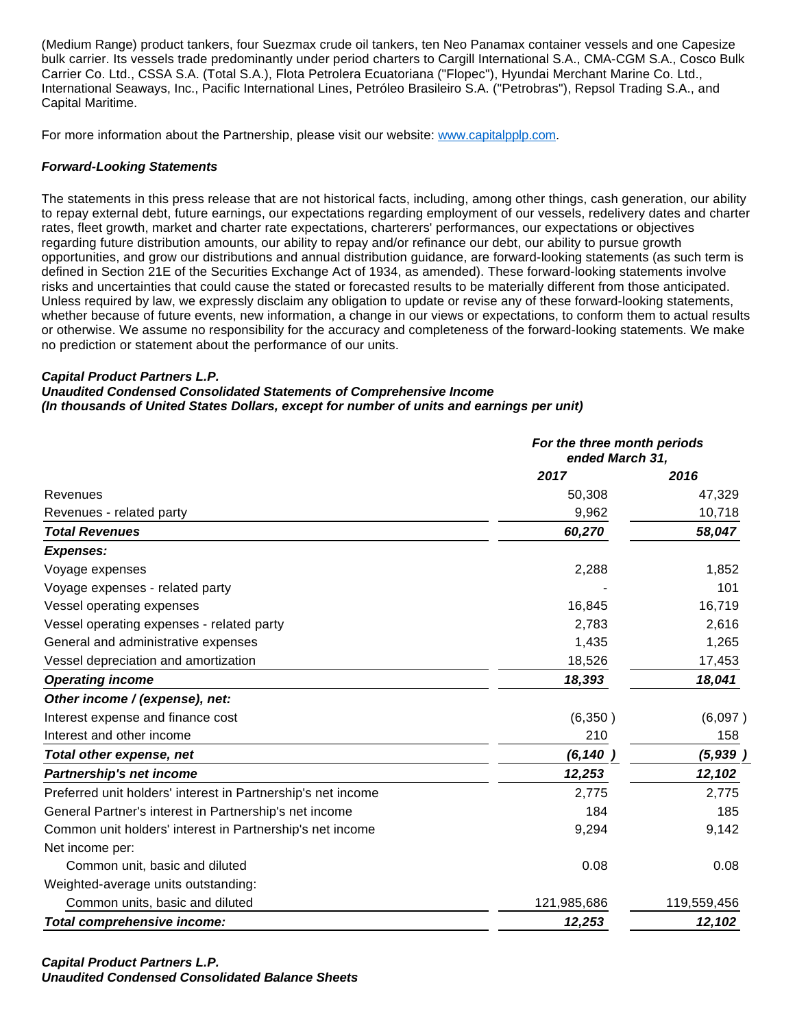(Medium Range) product tankers, four Suezmax crude oil tankers, ten Neo Panamax container vessels and one Capesize bulk carrier. Its vessels trade predominantly under period charters to Cargill International S.A., CMA-CGM S.A., Cosco Bulk Carrier Co. Ltd., CSSA S.A. (Total S.A.), Flota Petrolera Ecuatoriana ("Flopec"), Hyundai Merchant Marine Co. Ltd., International Seaways, Inc., Pacific International Lines, Petróleo Brasileiro S.A. ("Petrobras"), Repsol Trading S.A., and Capital Maritime.

For more information about the Partnership, please visit our website: www.capitalpplp.com.

***Forward-Looking Statements***

The statements in this press release that are not historical facts, including, among other things, cash generation, our ability to repay external debt, future earnings, our expectations regarding employment of our vessels, redelivery dates and charter rates, fleet growth, market and charter rate expectations, charterers' performances, our expectations or objectives regarding future distribution amounts, our ability to repay and/or refinance our debt, our ability to pursue growth opportunities, and grow our distributions and annual distribution guidance, are forward-looking statements (as such term is defined in Section 21E of the Securities Exchange Act of 1934, as amended). These forward-looking statements involve risks and uncertainties that could cause the stated or forecasted results to be materially different from those anticipated. Unless required by law, we expressly disclaim any obligation to update or revise any of these forward-looking statements, whether because of future events, new information, a change in our views or expectations, to conform them to actual results or otherwise. We assume no responsibility for the accuracy and completeness of the forward-looking statements. We make no prediction or statement about the performance of our units.

***Capital Product Partners L.P.***
***Unaudited Condensed Consolidated Statements of Comprehensive Income***
***(In thousands of United States Dollars, except for number of units and earnings per unit)***

| | *For the three month periods ended March 31,* | |
|---|---|---|
| | *2017* | *2016* |
| Revenues | 50,308 | 47,329 |
| Revenues - related party | 9,962 | 10,718 |
| ***Total Revenues*** | ***60,270*** | ***58,047*** |
| ***Expenses:*** | | |
| Voyage expenses | 2,288 | 1,852 |
| Voyage expenses - related party | - | 101 |
| Vessel operating expenses | 16,845 | 16,719 |
| Vessel operating expenses - related party | 2,783 | 2,616 |
| General and administrative expenses | 1,435 | 1,265 |
| Vessel depreciation and amortization | 18,526 | 17,453 |
| ***Operating income*** | ***18,393*** | ***18,041*** |
| ***Other income / (expense), net:*** | | |
| Interest expense and finance cost | (6,350 ) | (6,097 ) |
| Interest and other income | 210 | 158 |
| ***Total other expense, net*** | ***(6,140 )*** | ***(5,939 )*** |
| ***Partnership's net income*** | ***12,253*** | ***12,102*** |
| Preferred unit holders' interest in Partnership's net income | 2,775 | 2,775 |
| General Partner's interest in Partnership's net income | 184 | 185 |
| Common unit holders' interest in Partnership's net income | 9,294 | 9,142 |
| Net income per: | | |
| Common unit, basic and diluted | 0.08 | 0.08 |
| Weighted-average units outstanding: | | |
| Common units, basic and diluted | 121,985,686 | 119,559,456 |
| ***Total comprehensive income:*** | ***12,253*** | ***12,102*** |

***Capital Product Partners L.P.***
***Unaudited Condensed Consolidated Balance Sheets***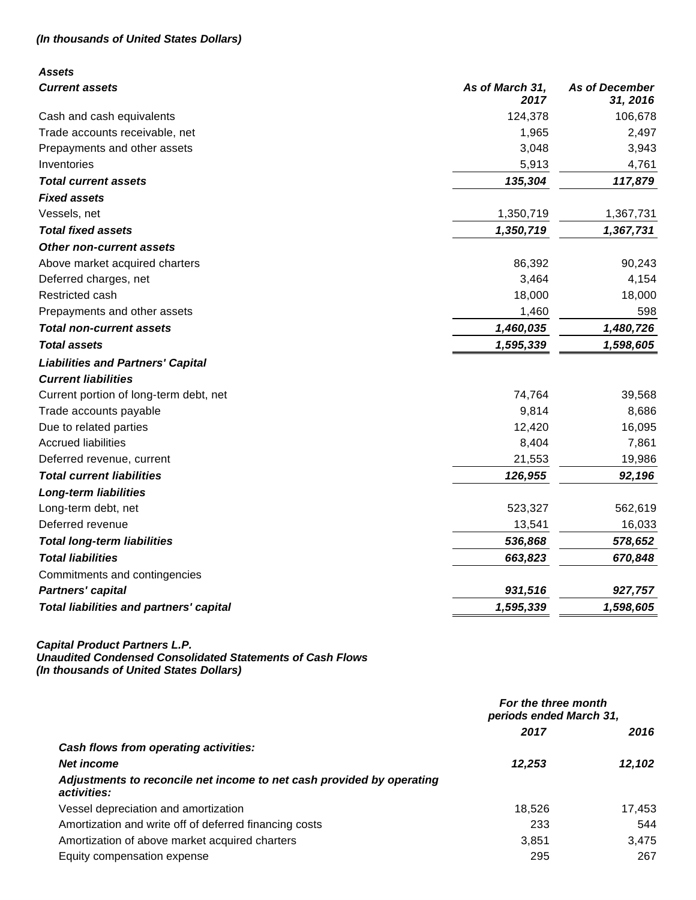***(In thousands of United States Dollars)***

| ***Assets*** | | |
|---|---|---|
| ***Current assets*** | ***As of March 31, 2017*** | ***As of December 31, 2016*** |
| Cash and cash equivalents | 124,378 | 106,678 |
| Trade accounts receivable, net | 1,965 | 2,497 |
| Prepayments and other assets | 3,048 | 3,943 |
| Inventories | 5,913 | 4,761 |
| ***Total current assets*** | ***135,304*** | ***117,879*** |
| ***Fixed assets*** | | |
| Vessels, net | 1,350,719 | 1,367,731 |
| ***Total fixed assets*** | ***1,350,719*** | ***1,367,731*** |
| ***Other non-current assets*** | | |
| Above market acquired charters | 86,392 | 90,243 |
| Deferred charges, net | 3,464 | 4,154 |
| Restricted cash | 18,000 | 18,000 |
| Prepayments and other assets | 1,460 | 598 |
| ***Total non-current assets*** | ***1,460,035*** | ***1,480,726*** |
| ***Total assets*** | ***1,595,339*** | ***1,598,605*** |
| ***Liabilities and Partners' Capital*** | | |
| ***Current liabilities*** | | |
| Current portion of long-term debt, net | 74,764 | 39,568 |
| Trade accounts payable | 9,814 | 8,686 |
| Due to related parties | 12,420 | 16,095 |
| Accrued liabilities | 8,404 | 7,861 |
| Deferred revenue, current | 21,553 | 19,986 |
| ***Total current liabilities*** | ***126,955*** | ***92,196*** |
| ***Long-term liabilities*** | | |
| Long-term debt, net | 523,327 | 562,619 |
| Deferred revenue | 13,541 | 16,033 |
| ***Total long-term liabilities*** | ***536,868*** | ***578,652*** |
| ***Total liabilities*** | ***663,823*** | ***670,848*** |
| Commitments and contingencies | | |
| ***Partners' capital*** | ***931,516*** | ***927,757*** |
| ***Total liabilities and partners' capital*** | ***1,595,339*** | ***1,598,605*** |

***Capital Product Partners L.P.***
***Unaudited Condensed Consolidated Statements of Cash Flows***
***(In thousands of United States Dollars)***

| | ***For the three month periods ended March 31,*** | |
|---|---|---|
| | ***2017*** | ***2016*** |
| ***Cash flows from operating activities:*** | | |
| ***Net income*** | ***12,253*** | ***12,102*** |
| ***Adjustments to reconcile net income to net cash provided by operating activities:*** | | |
| Vessel depreciation and amortization | 18,526 | 17,453 |
| Amortization and write off of deferred financing costs | 233 | 544 |
| Amortization of above market acquired charters | 3,851 | 3,475 |
| Equity compensation expense | 295 | 267 |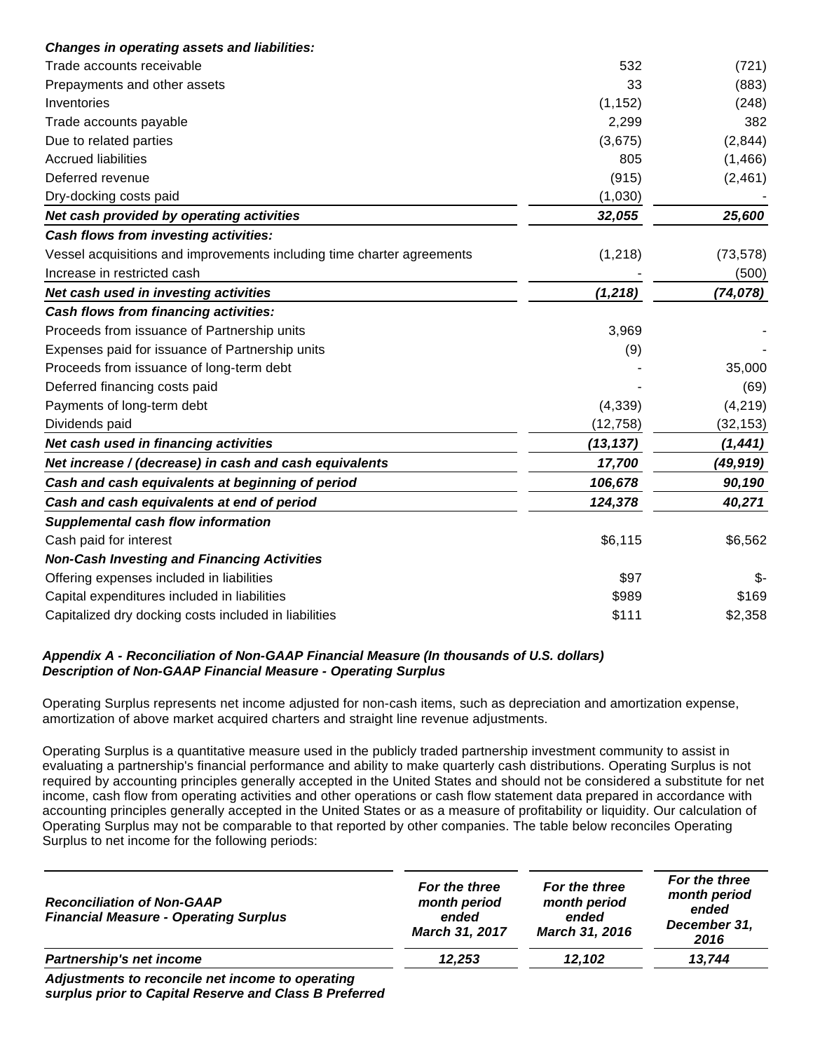| | | |
|---|---|---|
| ***Changes in operating assets and liabilities:*** | | |
| Trade accounts receivable | 532 | (721) |
| Prepayments and other assets | 33 | (883) |
| Inventories | (1,152) | (248) |
| Trade accounts payable | 2,299 | 382 |
| Due to related parties | (3,675) | (2,844) |
| Accrued liabilities | 805 | (1,466) |
| Deferred revenue | (915) | (2,461) |
| Dry-docking costs paid | (1,030) | - |
| ***Net cash provided by operating activities*** | ***32,055*** | ***25,600*** |
| ***Cash flows from investing activities:*** | | |
| Vessel acquisitions and improvements including time charter agreements | (1,218) | (73,578) |
| Increase in restricted cash | - | (500) |
| ***Net cash used in investing activities*** | ***(1,218)*** | ***(74,078)*** |
| ***Cash flows from financing activities:*** | | |
| Proceeds from issuance of Partnership units | 3,969 | - |
| Expenses paid for issuance of Partnership units | (9) | - |
| Proceeds from issuance of long-term debt | - | 35,000 |
| Deferred financing costs paid | - | (69) |
| Payments of long-term debt | (4,339) | (4,219) |
| Dividends paid | (12,758) | (32,153) |
| ***Net cash used in financing activities*** | ***(13,137)*** | ***(1,441)*** |
| ***Net increase / (decrease) in cash and cash equivalents*** | ***17,700*** | ***(49,919)*** |
| ***Cash and cash equivalents at beginning of period*** | ***106,678*** | ***90,190*** |
| ***Cash and cash equivalents at end of period*** | ***124,378*** | ***40,271*** |
| ***Supplemental cash flow information*** | | |
| Cash paid for interest | $6,115 | $6,562 |
| ***Non-Cash Investing and Financing Activities*** | | |
| Offering expenses included in liabilities | $97 | $- |
| Capital expenditures included in liabilities | $989 | $169 |
| Capitalized dry docking costs included in liabilities | $111 | $2,358 |

***Appendix A - Reconciliation of Non-GAAP Financial Measure (In thousands of U.S. dollars)***
***Description of Non-GAAP Financial Measure - Operating Surplus***

Operating Surplus represents net income adjusted for non-cash items, such as depreciation and amortization expense, amortization of above market acquired charters and straight line revenue adjustments.

Operating Surplus is a quantitative measure used in the publicly traded partnership investment community to assist in evaluating a partnership's financial performance and ability to make quarterly cash distributions. Operating Surplus is not required by accounting principles generally accepted in the United States and should not be considered a substitute for net income, cash flow from operating activities and other operations or cash flow statement data prepared in accordance with accounting principles generally accepted in the United States or as a measure of profitability or liquidity. Our calculation of Operating Surplus may not be comparable to that reported by other companies. The table below reconciles Operating Surplus to net income for the following periods:

| ***Reconciliation of Non-GAAP Financial Measure - Operating Surplus*** | ***For the three month period ended March 31, 2017*** | ***For the three month period ended March 31, 2016*** | ***For the three month period ended December 31, 2016*** |
|---|---|---|---|
| ***Partnership's net income*** | ***12,253*** | ***12,102*** | ***13,744*** |
| ***Adjustments to reconcile net income to operating surplus prior to Capital Reserve and Class B Preferred*** | | | |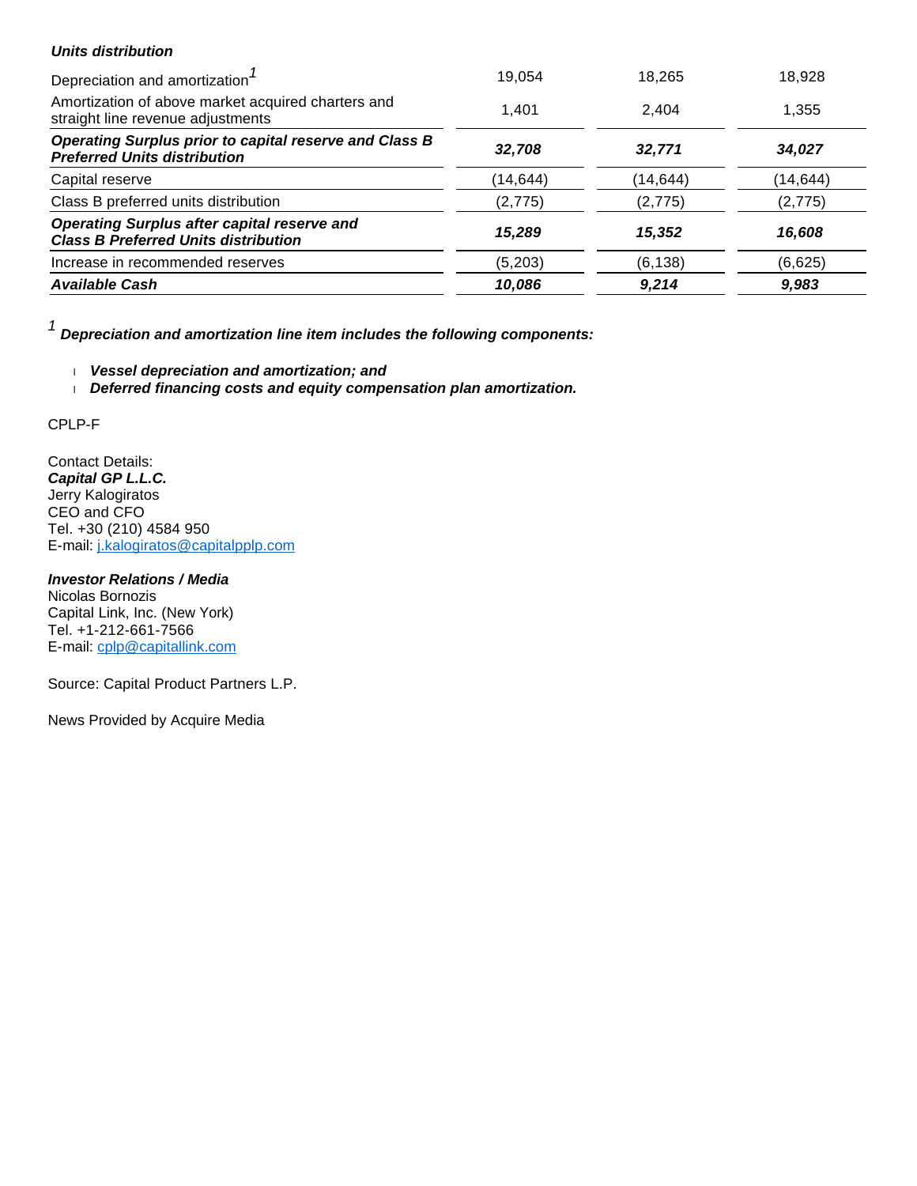***Units distribution***

| | | | |
|---|---|---|---|
| Depreciation and amortization[1] | 19,054 | 18,265 | 18,928 |
| Amortization of above market acquired charters and straight line revenue adjustments | 1,401 | 2,404 | 1,355 |
| ***Operating Surplus prior to capital reserve and Class B Preferred Units distribution*** | ***32,708*** | ***32,771*** | ***34,027*** |
| Capital reserve | (14,644) | (14,644) | (14,644) |
| Class B preferred units distribution | (2,775) | (2,775) | (2,775) |
| ***Operating Surplus after capital reserve and Class B Preferred Units distribution*** | ***15,289*** | ***15,352*** | ***16,608*** |
| Increase in recommended reserves | (5,203) | (6,138) | (6,625) |
| ***Available Cash*** | ***10,086*** | ***9,214*** | ***9,983*** |

[1] ***Depreciation and amortization line item includes the following components:***

- ***Vessel depreciation and amortization; and***
- ***Deferred financing costs and equity compensation plan amortization.***

CPLP-F

Contact Details:
***Capital GP L.L.C.***
Jerry Kalogiratos
CEO and CFO
Tel. +30 (210) 4584 950
E-mail: j.kalogiratos@capitalpplp.com

***Investor Relations / Media***
Nicolas Bornozis
Capital Link, Inc. (New York)
Tel. +1-212-661-7566
E-mail: cplp@capitallink.com

Source: Capital Product Partners L.P.

News Provided by Acquire Media